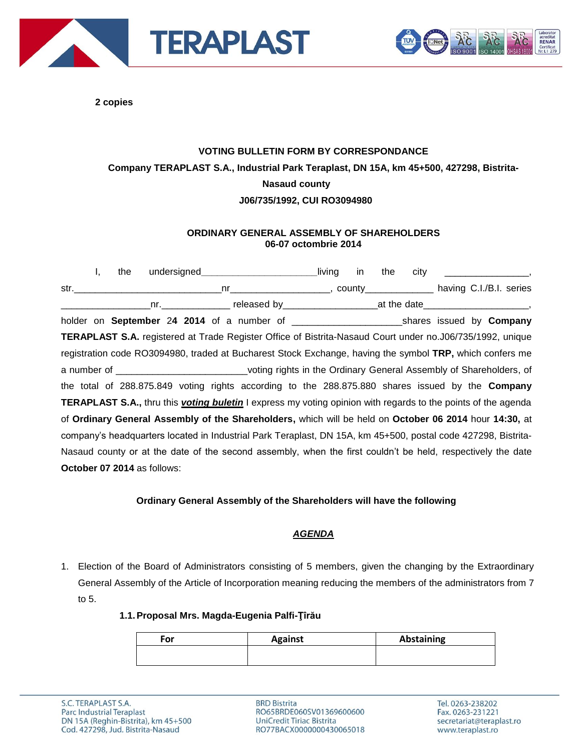**2 copies**

**VOTING BULLETIN FORM BY CORRESPONDANCE**

**Company TERAPLAST S.A., Industrial Park Teraplast, DN 15A, km 45+500, 427298, Bistrita-Nasaud county**

**J06/735/1992, CUI RO3094980**

**ORDINARY GENERAL ASSEMBLY OF SHAREHOLDERS**
**06-07 octombrie 2014**

I, the undersigned______________________living in the city ________________, str.____________________________nr__________________, county_____________ having C.I./B.I. series _________________nr._____________ released by_________________at the date____________________, holder on **September 24 2014** of a number of ____________________shares issued by **Company TERAPLAST S.A.** registered at Trade Register Office of Bistrita-Nasaud Court under no.J06/735/1992, unique registration code RO3094980, traded at Bucharest Stock Exchange, having the symbol **TRP,** which confers me a number of ________________________voting rights in the Ordinary General Assembly of Shareholders, of the total of 288.875.849 voting rights according to the 288.875.880 shares issued by the **Company TERAPLAST S.A.,** thru this ***voting buletin*** I express my voting opinion with regards to the points of the agenda of **Ordinary General Assembly of the Shareholders,** which will be held on **October 06 2014** hour **14:30,** at company's headquarters located in Industrial Park Teraplast, DN 15A, km 45+500, postal code 427298, Bistrita-Nasaud county or at the date of the second assembly, when the first couldn't be held, respectively the date **October 07 2014** as follows:

**Ordinary General Assembly of the Shareholders will have the following**

***AGENDA***

1. Election of the Board of Administrators consisting of 5 members, given the changing by the Extraordinary General Assembly of the Article of Incorporation meaning reducing the members of the administrators from 7 to 5.

**1.1. Proposal Mrs. Magda-Eugenia Palfi-Ţîrău**

| For | Against | Abstaining |
|---|---|---|
| | | |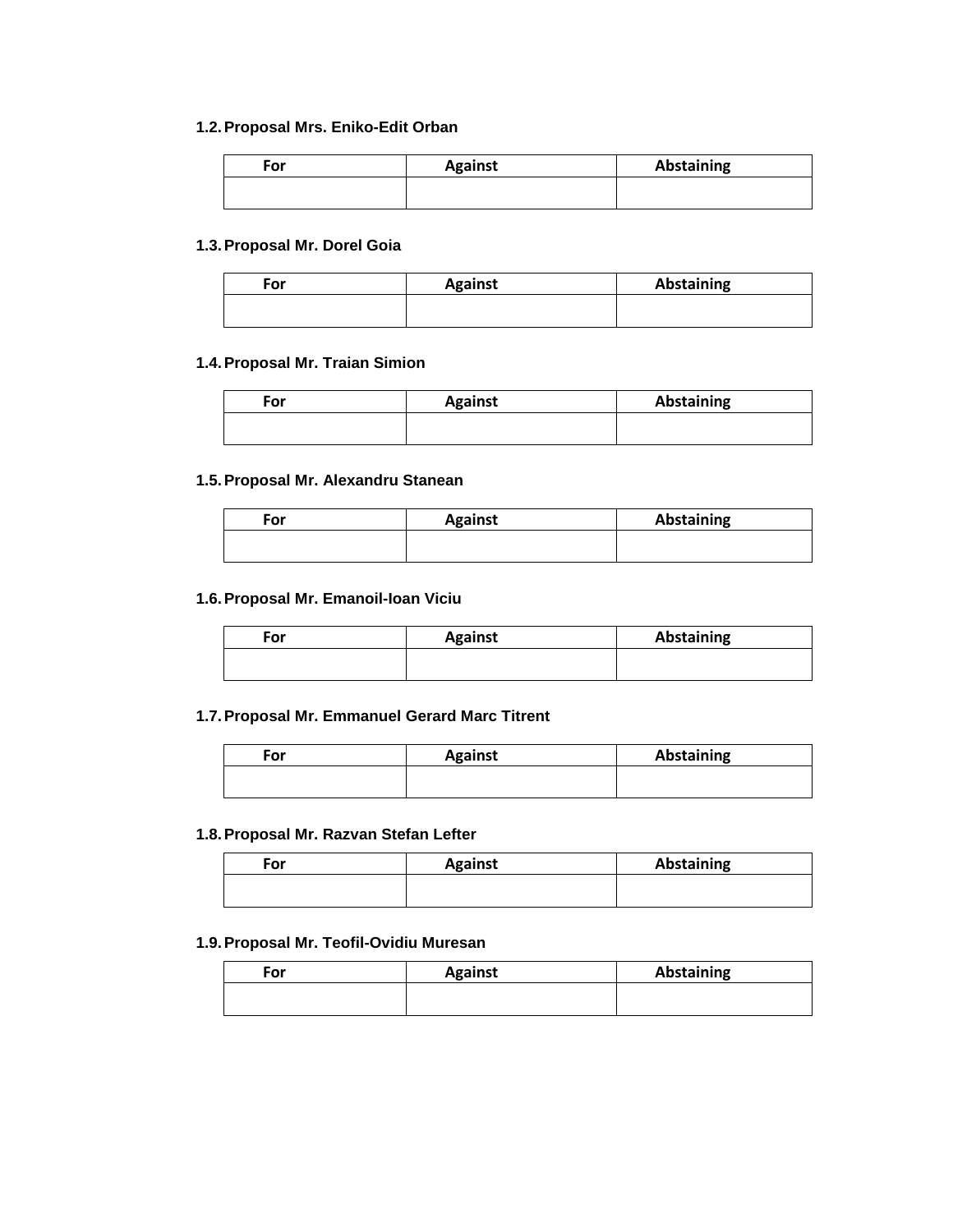**1.2. Proposal Mrs. Eniko-Edit Orban**

| For | Against | Abstaining |
| --- | --- | --- |
| | | |

**1.3. Proposal Mr. Dorel Goia**

| For | Against | Abstaining |
| --- | --- | --- |
| | | |

**1.4. Proposal Mr. Traian Simion**

| For | Against | Abstaining |
| --- | --- | --- |
| | | |

**1.5. Proposal Mr. Alexandru Stanean**

| For | Against | Abstaining |
| --- | --- | --- |
| | | |

**1.6. Proposal Mr. Emanoil-Ioan Viciu**

| For | Against | Abstaining |
| --- | --- | --- |
| | | |

**1.7. Proposal Mr. Emmanuel Gerard Marc Titrent**

| For | Against | Abstaining |
| --- | --- | --- |
| | | |

**1.8. Proposal Mr. Razvan Stefan Lefter**

| For | Against | Abstaining |
| --- | --- | --- |
| | | |

**1.9. Proposal Mr. Teofil-Ovidiu Muresan**

| For | Against | Abstaining |
| --- | --- | --- |
| | | |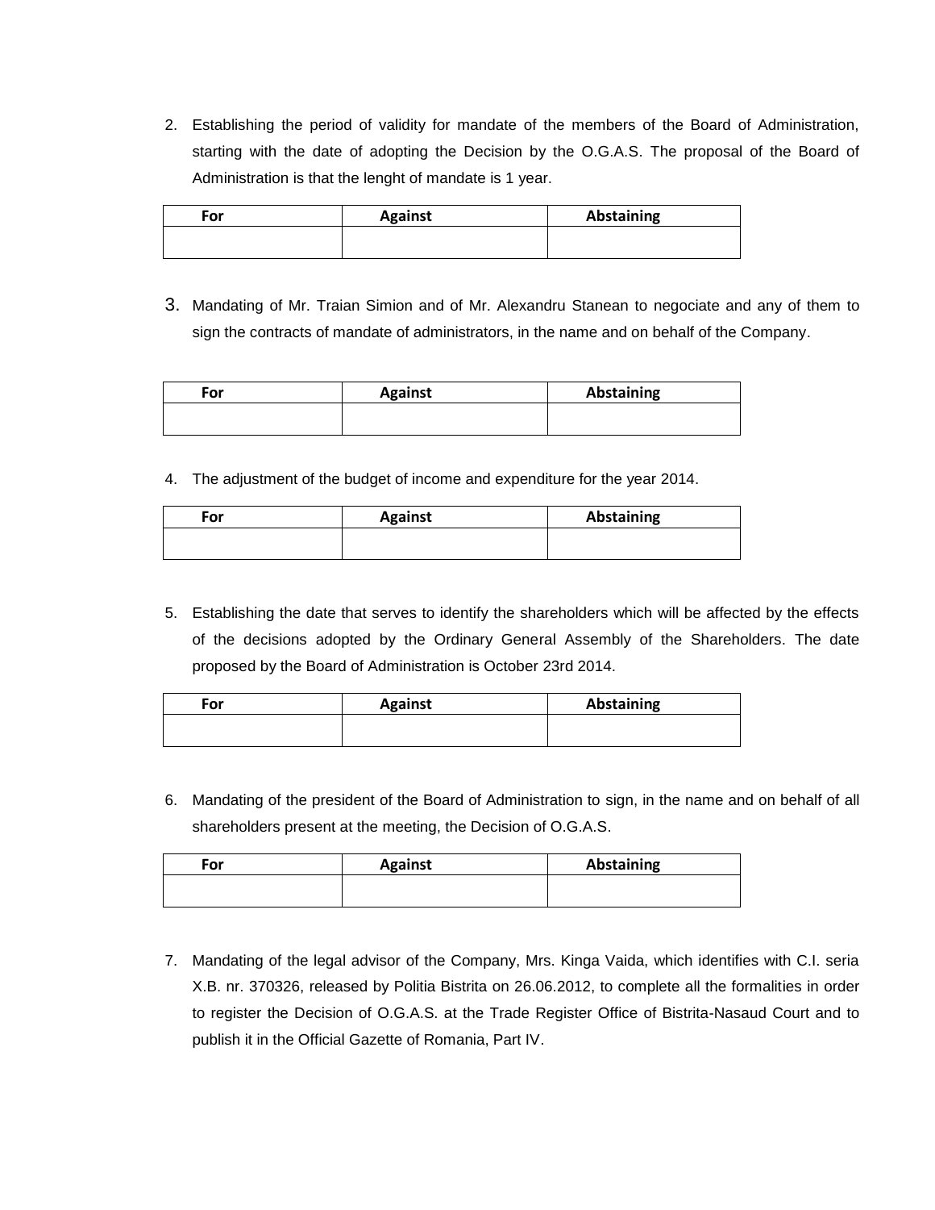2. Establishing the period of validity for mandate of the members of the Board of Administration, starting with the date of adopting the Decision by the O.G.A.S. The proposal of the Board of Administration is that the lenght of mandate is 1 year.

| For | Against | Abstaining |
|---|---|---|
| | | |

3. Mandating of Mr. Traian Simion and of Mr. Alexandru Stanean to negociate and any of them to sign the contracts of mandate of administrators, in the name and on behalf of the Company.

| For | Against | Abstaining |
|---|---|---|
| | | |

4. The adjustment of the budget of income and expenditure for the year 2014.

| For | Against | Abstaining |
|---|---|---|
| | | |

5. Establishing the date that serves to identify the shareholders which will be affected by the effects of the decisions adopted by the Ordinary General Assembly of the Shareholders. The date proposed by the Board of Administration is October 23rd 2014.

| For | Against | Abstaining |
|---|---|---|
| | | |

6. Mandating of the president of the Board of Administration to sign, in the name and on behalf of all shareholders present at the meeting, the Decision of O.G.A.S.

| For | Against | Abstaining |
|---|---|---|
| | | |

7. Mandating of the legal advisor of the Company, Mrs. Kinga Vaida, which identifies with C.I. seria X.B. nr. 370326, released by Politia Bistrita on 26.06.2012, to complete all the formalities in order to register the Decision of O.G.A.S. at the Trade Register Office of Bistrita-Nasaud Court and to publish it in the Official Gazette of Romania, Part IV.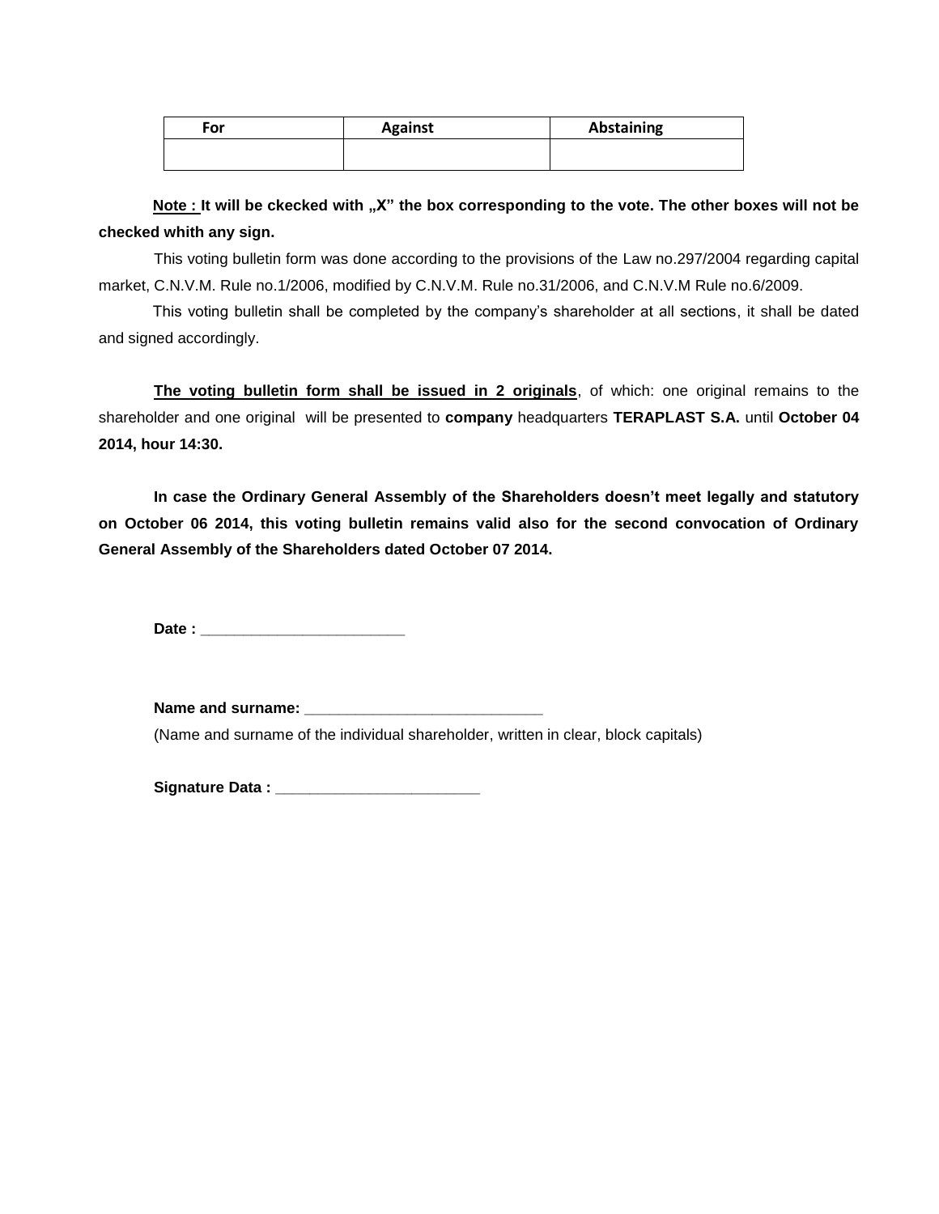| For | Against | Abstaining |
| --- | --- | --- |
| | | |

**<u>Note :</u> It will be ckecked with „X" the box corresponding to the vote. The other boxes will not be checked whith any sign.**

This voting bulletin form was done according to the provisions of the Law no.297/2004 regarding capital market, C.N.V.M. Rule no.1/2006, modified by C.N.V.M. Rule no.31/2006, and C.N.V.M Rule no.6/2009.

This voting bulletin shall be completed by the company's shareholder at all sections, it shall be dated and signed accordingly.

**<u>The voting bulletin form shall be issued in 2 originals</u>**, of which: one original remains to the shareholder and one original will be presented to **company** headquarters **TERAPLAST S.A.** until **October 04 2014, hour 14:30.**

**In case the Ordinary General Assembly of the Shareholders doesn't meet legally and statutory on October 06 2014, this voting bulletin remains valid also for the second convocation of Ordinary General Assembly of the Shareholders dated October 07 2014.**

**Date :** ________________________

**Name and surname:** ____________________________

(Name and surname of the individual shareholder, written in clear, block capitals)

**Signature Data :** ________________________